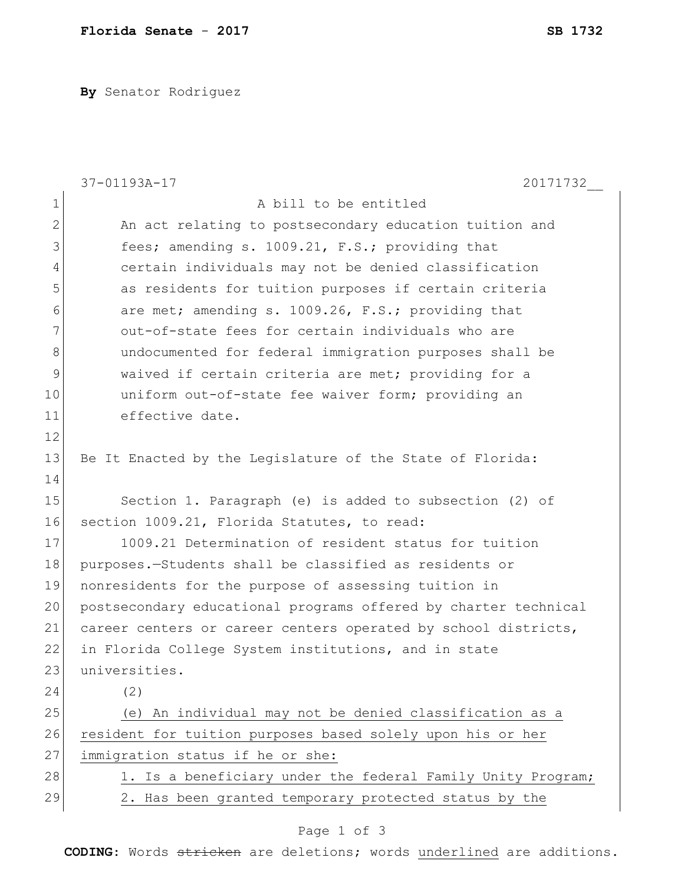**By** Senator Rodriguez

37-01193A-17 20171732__

A bill to be entitled

An act relating to postsecondary education tuition and fees; amending s. 1009.21, F.S.; providing that certain individuals may not be denied classification as residents for tuition purposes if certain criteria are met; amending s. 1009.26, F.S.; providing that out-of-state fees for certain individuals who are undocumented for federal immigration purposes shall be waived if certain criteria are met; providing for a uniform out-of-state fee waiver form; providing an effective date.

Be It Enacted by the Legislature of the State of Florida:

Section 1. Paragraph (e) is added to subsection (2) of section 1009.21, Florida Statutes, to read:

1009.21 Determination of resident status for tuition purposes.—Students shall be classified as residents or nonresidents for the purpose of assessing tuition in postsecondary educational programs offered by charter technical career centers or career centers operated by school districts, in Florida College System institutions, and in state universities.

(2)

(e) An individual may not be denied classification as a resident for tuition purposes based solely upon his or her immigration status if he or she:

1. Is a beneficiary under the federal Family Unity Program;

2. Has been granted temporary protected status by the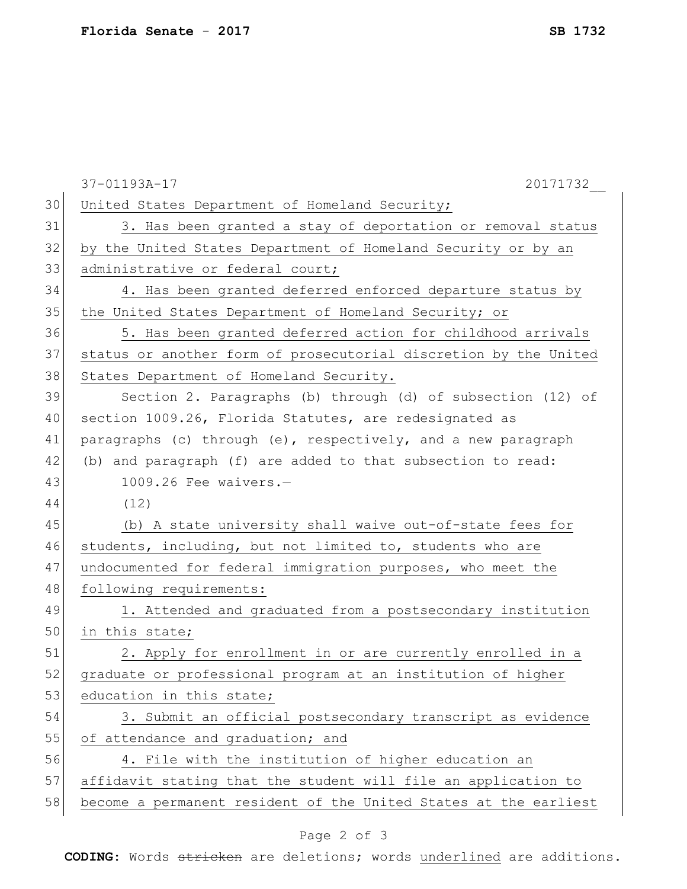United States Department of Homeland Security;

3. Has been granted a stay of deportation or removal status by the United States Department of Homeland Security or by an administrative or federal court;

4. Has been granted deferred enforced departure status by the United States Department of Homeland Security; or

5. Has been granted deferred action for childhood arrivals status or another form of prosecutorial discretion by the United States Department of Homeland Security.

Section 2. Paragraphs (b) through (d) of subsection (12) of section 1009.26, Florida Statutes, are redesignated as paragraphs (c) through (e), respectively, and a new paragraph (b) and paragraph (f) are added to that subsection to read:

1009.26 Fee waivers.—

(12)

(b) A state university shall waive out-of-state fees for students, including, but not limited to, students who are undocumented for federal immigration purposes, who meet the following requirements:

1. Attended and graduated from a postsecondary institution in this state;

2. Apply for enrollment in or are currently enrolled in a graduate or professional program at an institution of higher education in this state;

3. Submit an official postsecondary transcript as evidence of attendance and graduation; and

4. File with the institution of higher education an affidavit stating that the student will file an application to become a permanent resident of the United States at the earliest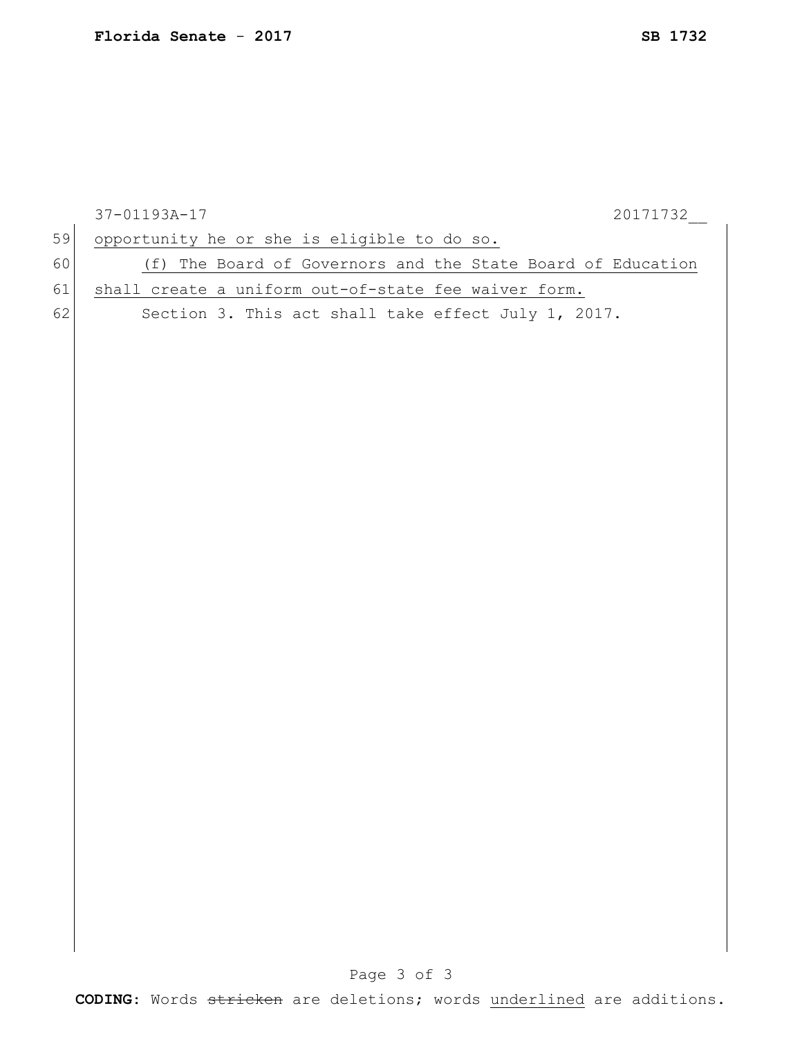opportunity he or she is eligible to do so.

(f) The Board of Governors and the State Board of Education shall create a uniform out-of-state fee waiver form.

Section 3. This act shall take effect July 1, 2017.